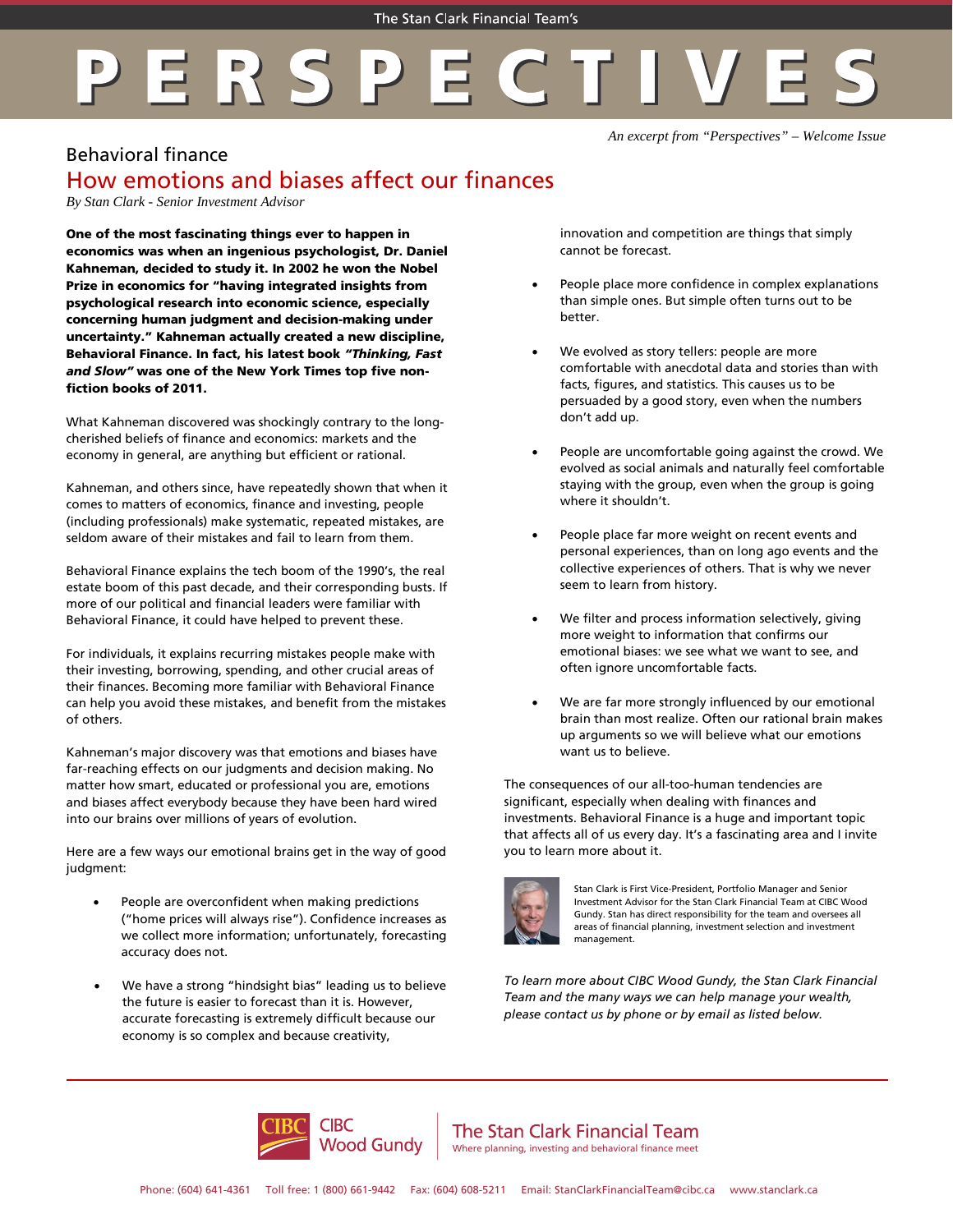The Stan Clark Financial Team's

# PERSPECTIVES

*An excerpt from "Perspectives" – Welcome Issue*

## Behavioral finance

# How emotions and biases affect our finances

*By Stan Clark - Senior Investment Advisor*

**One of the most fascinating things ever to happen in economics was when an ingenious psychologist, Dr. Daniel Kahneman, decided to study it. In 2002 he won the Nobel Prize in economics for "having integrated insights from psychological research into economic science, especially concerning human judgment and decision-making under uncertainty." Kahneman actually created a new discipline, Behavioral Finance. In fact, his latest book *"Thinking, Fast and Slow"* was one of the New York Times top five non-fiction books of 2011.**

What Kahneman discovered was shockingly contrary to the long-cherished beliefs of finance and economics: markets and the economy in general, are anything but efficient or rational.

Kahneman, and others since, have repeatedly shown that when it comes to matters of economics, finance and investing, people (including professionals) make systematic, repeated mistakes, are seldom aware of their mistakes and fail to learn from them.

Behavioral Finance explains the tech boom of the 1990's, the real estate boom of this past decade, and their corresponding busts. If more of our political and financial leaders were familiar with Behavioral Finance, it could have helped to prevent these.

For individuals, it explains recurring mistakes people make with their investing, borrowing, spending, and other crucial areas of their finances. Becoming more familiar with Behavioral Finance can help you avoid these mistakes, and benefit from the mistakes of others.

Kahneman's major discovery was that emotions and biases have far-reaching effects on our judgments and decision making. No matter how smart, educated or professional you are, emotions and biases affect everybody because they have been hard wired into our brains over millions of years of evolution.

Here are a few ways our emotional brains get in the way of good judgment:

- People are overconfident when making predictions ("home prices will always rise"). Confidence increases as we collect more information; unfortunately, forecasting accuracy does not.
- We have a strong "hindsight bias" leading us to believe the future is easier to forecast than it is. However, accurate forecasting is extremely difficult because our economy is so complex and because creativity, innovation and competition are things that simply cannot be forecast.
- People place more confidence in complex explanations than simple ones. But simple often turns out to be better.
- We evolved as story tellers: people are more comfortable with anecdotal data and stories than with facts, figures, and statistics. This causes us to be persuaded by a good story, even when the numbers don't add up.
- People are uncomfortable going against the crowd. We evolved as social animals and naturally feel comfortable staying with the group, even when the group is going where it shouldn't.
- People place far more weight on recent events and personal experiences, than on long ago events and the collective experiences of others. That is why we never seem to learn from history.
- We filter and process information selectively, giving more weight to information that confirms our emotional biases: we see what we want to see, and often ignore uncomfortable facts.
- We are far more strongly influenced by our emotional brain than most realize. Often our rational brain makes up arguments so we will believe what our emotions want us to believe.

The consequences of our all-too-human tendencies are significant, especially when dealing with finances and investments. Behavioral Finance is a huge and important topic that affects all of us every day. It's a fascinating area and I invite you to learn more about it.

Stan Clark is First Vice-President, Portfolio Manager and Senior Investment Advisor for the Stan Clark Financial Team at CIBC Wood Gundy. Stan has direct responsibility for the team and oversees all areas of financial planning, investment selection and investment management.

*To learn more about CIBC Wood Gundy, the Stan Clark Financial Team and the many ways we can help manage your wealth, please contact us by phone or by email as listed below.*

CIBC Wood Gundy | The Stan Clark Financial Team
Where planning, investing and behavioral finance meet

Phone: (604) 641-4361 Toll free: 1 (800) 661-9442 Fax: (604) 608-5211 Email: StanClarkFinancialTeam@cibc.ca www.stanclark.ca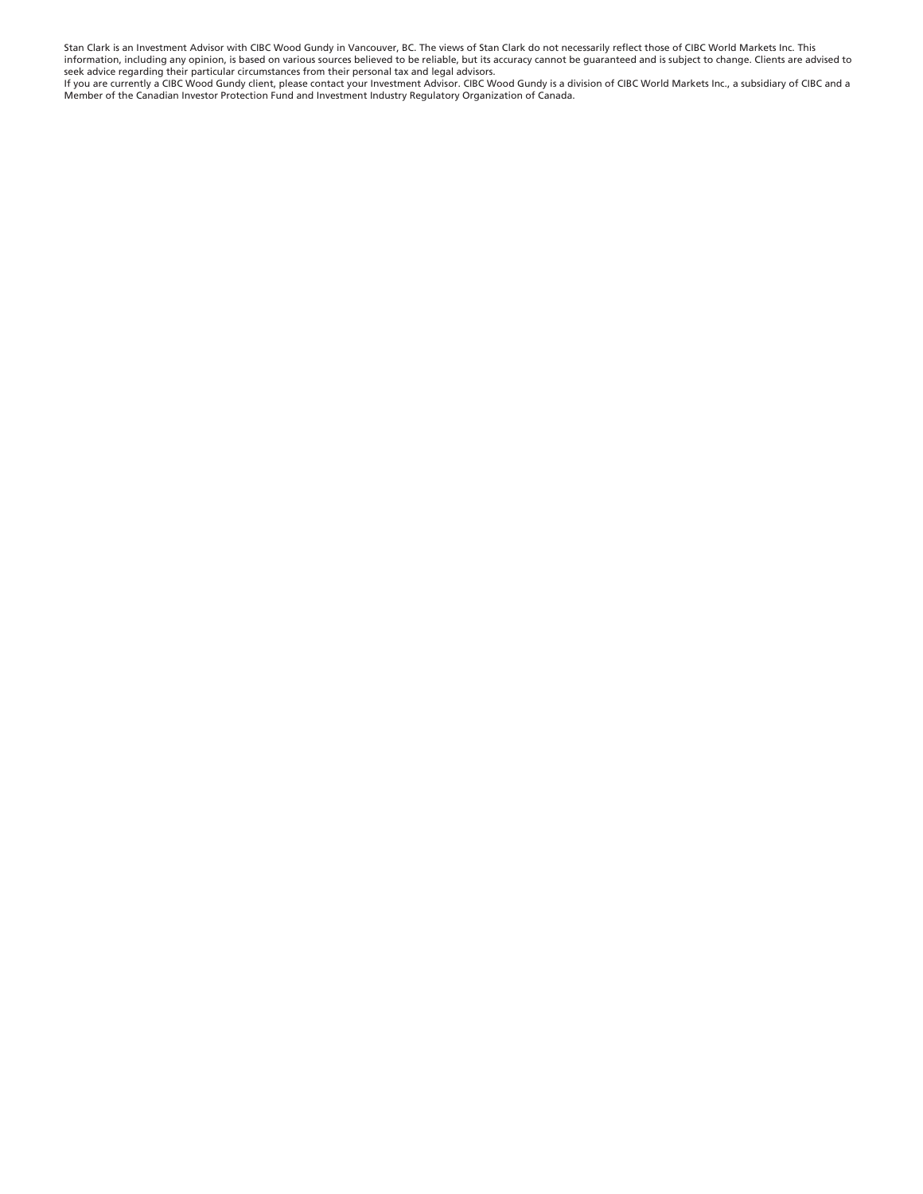Stan Clark is an Investment Advisor with CIBC Wood Gundy in Vancouver, BC. The views of Stan Clark do not necessarily reflect those of CIBC World Markets Inc. This information, including any opinion, is based on various sources believed to be reliable, but its accuracy cannot be guaranteed and is subject to change. Clients are advised to seek advice regarding their particular circumstances from their personal tax and legal advisors.

If you are currently a CIBC Wood Gundy client, please contact your Investment Advisor. CIBC Wood Gundy is a division of CIBC World Markets Inc., a subsidiary of CIBC and a Member of the Canadian Investor Protection Fund and Investment Industry Regulatory Organization of Canada.